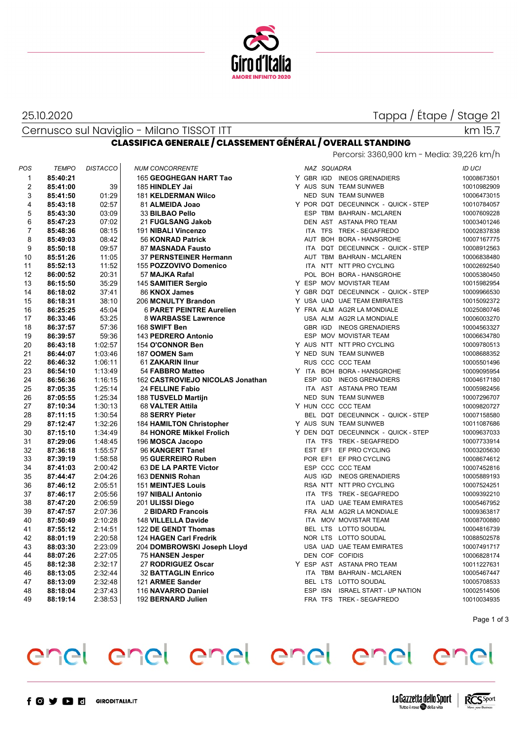25.10.2020

Tappa / Étape / Stage 21

Cernusco sul Naviglio - Milano TISSOT ITT

km 15.7

## CLASSIFICA GENERALE / CLASSEMENT GÉNÉRAL / OVERALL STANDING

Percorsi: 3360,900 km - Media: 39,226 km/h

| POS | TEMPO | DISTACCO | NUM CONCORRENTE | | NAZ | SQUADRA | | ID UCI |
|---|---|---|---|---|---|---|---|---|
| 1 | **85:40:21** | | 165 **GEOGHEGAN HART Tao** | Y | GBR | IGD | INEOS GRENADIERS | 10008673501 |
| 2 | **85:41:00** | 39 | 185 **HINDLEY Jai** | Y | AUS | SUN | TEAM SUNWEB | 10010982909 |
| 3 | **85:41:50** | 01:29 | 181 **KELDERMAN Wilco** | | NED | SUN | TEAM SUNWEB | 10006473015 |
| 4 | **85:43:18** | 02:57 | 81 **ALMEIDA Joao** | Y | POR | DQT | DECEUNINCK - QUICK - STEP | 10010784057 |
| 5 | **85:43:30** | 03:09 | 33 **BILBAO Pello** | | ESP | TBM | BAHRAIN - MCLAREN | 10007609228 |
| 6 | **85:47:23** | 07:02 | 21 **FUGLSANG Jakob** | | DEN | AST | ASTANA PRO TEAM | 10003401246 |
| 7 | **85:48:36** | 08:15 | 191 **NIBALI Vincenzo** | | ITA | TFS | TREK - SEGAFREDO | 10002837838 |
| 8 | **85:49:03** | 08:42 | 56 **KONRAD Patrick** | | AUT | BOH | BORA - HANSGROHE | 10007167775 |
| 9 | **85:50:18** | 09:57 | 87 **MASNADA Fausto** | | ITA | DQT | DECEUNINCK - QUICK - STEP | 10008912563 |
| 10 | **85:51:26** | 11:05 | 37 **PERNSTEINER Hermann** | | AUT | TBM | BAHRAIN - MCLAREN | 10006838480 |
| 11 | **85:52:13** | 11:52 | 155 **POZZOVIVO Domenico** | | ITA | NTT | NTT PRO CYCLING | 10002692540 |
| 12 | **86:00:52** | 20:31 | 57 **MAJKA Rafal** | | POL | BOH | BORA - HANSGROHE | 10005380450 |
| 13 | **86:15:50** | 35:29 | 145 **SAMITIER Sergio** | Y | ESP | MOV | MOVISTAR TEAM | 10015982954 |
| 14 | **86:18:02** | 37:41 | 86 **KNOX James** | Y | GBR | DQT | DECEUNINCK - QUICK - STEP | 10009966530 |
| 15 | **86:18:31** | 38:10 | 206 **MCNULTY Brandon** | Y | USA | UAD | UAE TEAM EMIRATES | 10015092372 |
| 16 | **86:25:25** | 45:04 | 6 **PARET PEINTRE Aurelien** | Y | FRA | ALM | AG2R LA MONDIALE | 10025080746 |
| 17 | **86:33:46** | 53:25 | 8 **WARBASSE Lawrence** | | USA | ALM | AG2R LA MONDIALE | 10006003270 |
| 18 | **86:37:57** | 57:36 | 168 **SWIFT Ben** | | GBR | IGD | INEOS GRENADIERS | 10004563327 |
| 19 | **86:39:57** | 59:36 | 143 **PEDRERO Antonio** | | ESP | MOV | MOVISTAR TEAM | 10006634780 |
| 20 | **86:43:18** | 1:02:57 | 154 **O'CONNOR Ben** | Y | AUS | NTT | NTT PRO CYCLING | 10009780513 |
| 21 | **86:44:07** | 1:03:46 | 187 **OOMEN Sam** | Y | NED | SUN | TEAM SUNWEB | 10008688352 |
| 22 | **86:46:32** | 1:06:11 | 61 **ZAKARIN Ilnur** | | RUS | CCC | CCC TEAM | 10005501496 |
| 23 | **86:54:10** | 1:13:49 | 54 **FABBRO Matteo** | Y | ITA | BOH | BORA - HANSGROHE | 10009095954 |
| 24 | **86:56:36** | 1:16:15 | 162 **CASTROVIEJO NICOLAS Jonathan** | | ESP | IGD | INEOS GRENADIERS | 10004617180 |
| 25 | **87:05:35** | 1:25:14 | 24 **FELLINE Fabio** | | ITA | AST | ASTANA PRO TEAM | 10005982456 |
| 26 | **87:05:55** | 1:25:34 | 188 **TUSVELD Martijn** | | NED | SUN | TEAM SUNWEB | 10007296707 |
| 27 | **87:10:34** | 1:30:13 | 68 **VALTER Attila** | Y | HUN | CCC | CCC TEAM | 10009820727 |
| 28 | **87:11:15** | 1:30:54 | 88 **SERRY Pieter** | | BEL | DQT | DECEUNINCK - QUICK - STEP | 10007158580 |
| 29 | **87:12:47** | 1:32:26 | 184 **HAMILTON Christopher** | Y | AUS | SUN | TEAM SUNWEB | 10011087686 |
| 30 | **87:15:10** | 1:34:49 | 84 **HONORE Mikkel Frolich** | Y | DEN | DQT | DECEUNINCK - QUICK - STEP | 10009637033 |
| 31 | **87:29:06** | 1:48:45 | 196 **MOSCA Jacopo** | | ITA | TFS | TREK - SEGAFREDO | 10007733914 |
| 32 | **87:36:18** | 1:55:57 | 96 **KANGERT Tanel** | | EST | EF1 | EF PRO CYCLING | 10003205630 |
| 33 | **87:39:19** | 1:58:58 | 95 **GUERREIRO Ruben** | | POR | EF1 | EF PRO CYCLING | 10008674612 |
| 34 | **87:41:03** | 2:00:42 | 63 **DE LA PARTE Victor** | | ESP | CCC | CCC TEAM | 10007452816 |
| 35 | **87:44:47** | 2:04:26 | 163 **DENNIS Rohan** | | AUS | IGD | INEOS GRENADIERS | 10005889193 |
| 36 | **87:46:12** | 2:05:51 | 151 **MEINTJES Louis** | | RSA | NTT | NTT PRO CYCLING | 10007524251 |
| 37 | **87:46:17** | 2:05:56 | 197 **NIBALI Antonio** | | ITA | TFS | TREK - SEGAFREDO | 10009392210 |
| 38 | **87:47:20** | 2:06:59 | 201 **ULISSI Diego** | | ITA | UAD | UAE TEAM EMIRATES | 10005467952 |
| 39 | **87:47:57** | 2:07:36 | 2 **BIDARD Francois** | | FRA | ALM | AG2R LA MONDIALE | 10009363817 |
| 40 | **87:50:49** | 2:10:28 | 148 **VILLELLA Davide** | | ITA | MOV | MOVISTAR TEAM | 10008700880 |
| 41 | **87:55:12** | 2:14:51 | 122 **DE GENDT Thomas** | | BEL | LTS | LOTTO SOUDAL | 10004816739 |
| 42 | **88:01:19** | 2:20:58 | 124 **HAGEN Carl Fredrik** | | NOR | LTS | LOTTO SOUDAL | 10088502578 |
| 43 | **88:03:30** | 2:23:09 | 204 **DOMBROWSKI Joseph Lloyd** | | USA | UAD | UAE TEAM EMIRATES | 10007491717 |
| 44 | **88:07:26** | 2:27:05 | 75 **HANSEN Jesper** | | DEN | COF | COFIDIS | 10006828174 |
| 45 | **88:12:38** | 2:32:17 | 27 **RODRIGUEZ Oscar** | Y | ESP | AST | ASTANA PRO TEAM | 10011227631 |
| 46 | **88:13:05** | 2:32:44 | 32 **BATTAGLIN Enrico** | | ITA | TBM | BAHRAIN - MCLAREN | 10005467447 |
| 47 | **88:13:09** | 2:32:48 | 121 **ARMEE Sander** | | BEL | LTS | LOTTO SOUDAL | 10005708533 |
| 48 | **88:18:04** | 2:37:43 | 116 **NAVARRO Daniel** | | ESP | ISN | ISRAEL START - UP NATION | 10002514506 |
| 49 | **88:19:14** | 2:38:53 | 192 **BERNARD Julien** | | FRA | TFS | TREK - SEGAFREDO | 10010034935 |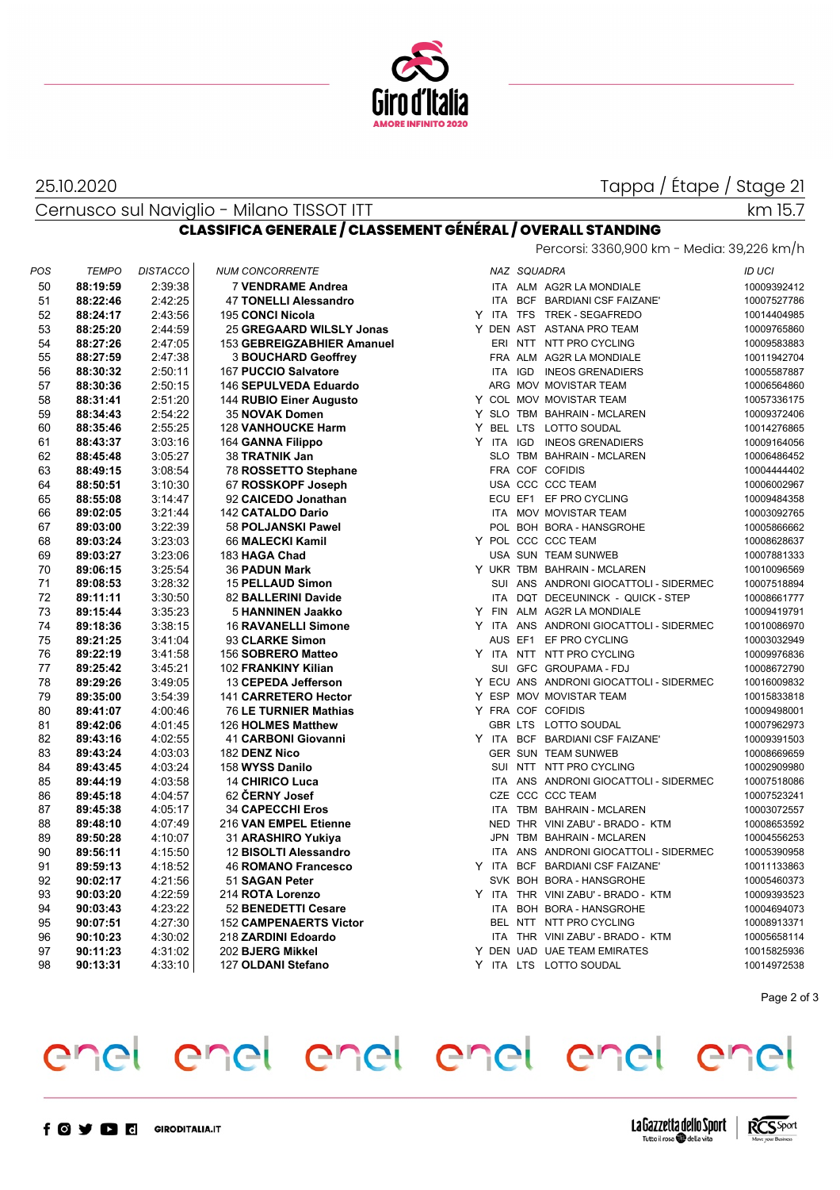25.10.2020

Tappa / Étape / Stage 21

Cernusco sul Naviglio - Milano TISSOT ITT

km 15.7

## CLASSIFICA GENERALE / CLASSEMENT GÉNÉRAL / OVERALL STANDING

Percorsi: 3360,900 km - Media: 39,226 km/h

| POS | TEMPO | DISTACCO | NUM CONCORRENTE | | NAZ | SQUADRA | | ID UCI |
|---|---|---|---|---|---|---|---|---|
| 50 | **88:19:59** | 2:39:38 | 7 **VENDRAME Andrea** | | ITA | ALM | AG2R LA MONDIALE | 10009392412 |
| 51 | **88:22:46** | 2:42:25 | 47 **TONELLI Alessandro** | | ITA | BCF | BARDIANI CSF FAIZANE' | 10007527786 |
| 52 | **88:24:17** | 2:43:56 | 195 **CONCI Nicola** | Y | ITA | TFS | TREK - SEGAFREDO | 10014404985 |
| 53 | **88:25:20** | 2:44:59 | 25 **GREGAARD WILSLY Jonas** | Y | DEN | AST | ASTANA PRO TEAM | 10009765860 |
| 54 | **88:27:26** | 2:47:05 | 153 **GEBREIGZABHIER Amanuel** | | ERI | NTT | NTT PRO CYCLING | 10009583883 |
| 55 | **88:27:59** | 2:47:38 | 3 **BOUCHARD Geoffrey** | | FRA | ALM | AG2R LA MONDIALE | 10011942704 |
| 56 | **88:30:32** | 2:50:11 | 167 **PUCCIO Salvatore** | | ITA | IGD | INEOS GRENADIERS | 10005587887 |
| 57 | **88:30:36** | 2:50:15 | 146 **SEPULVEDA Eduardo** | | ARG | MOV | MOVISTAR TEAM | 10006564860 |
| 58 | **88:31:41** | 2:51:20 | 144 **RUBIO Einer Augusto** | Y | COL | MOV | MOVISTAR TEAM | 10057336175 |
| 59 | **88:34:43** | 2:54:22 | 35 **NOVAK Domen** | Y | SLO | TBM | BAHRAIN - MCLAREN | 10009372406 |
| 60 | **88:35:46** | 2:55:25 | 128 **VANHOUCKE Harm** | Y | BEL | LTS | LOTTO SOUDAL | 10014276865 |
| 61 | **88:43:37** | 3:03:16 | 164 **GANNA Filippo** | Y | ITA | IGD | INEOS GRENADIERS | 10009164056 |
| 62 | **88:45:48** | 3:05:27 | 38 **TRATNIK Jan** | | SLO | TBM | BAHRAIN - MCLAREN | 10006486452 |
| 63 | **88:49:15** | 3:08:54 | 78 **ROSSETTO Stephane** | | FRA | COF | COFIDIS | 10004444402 |
| 64 | **88:50:51** | 3:10:30 | 67 **ROSSKOPF Joseph** | | USA | CCC | CCC TEAM | 10006002967 |
| 65 | **88:55:08** | 3:14:47 | 92 **CAICEDO Jonathan** | | ECU | EF1 | EF PRO CYCLING | 10009484358 |
| 66 | **89:02:05** | 3:21:44 | 142 **CATALDO Dario** | | ITA | MOV | MOVISTAR TEAM | 10003092765 |
| 67 | **89:03:00** | 3:22:39 | 58 **POLJANSKI Pawel** | | POL | BOH | BORA - HANSGROHE | 10005866662 |
| 68 | **89:03:24** | 3:23:03 | 66 **MALECKI Kamil** | Y | POL | CCC | CCC TEAM | 10008628637 |
| 69 | **89:03:27** | 3:23:06 | 183 **HAGA Chad** | | USA | SUN | TEAM SUNWEB | 10007881333 |
| 70 | **89:06:15** | 3:25:54 | 36 **PADUN Mark** | Y | UKR | TBM | BAHRAIN - MCLAREN | 10010096569 |
| 71 | **89:08:53** | 3:28:32 | 15 **PELLAUD Simon** | | SUI | ANS | ANDRONI GIOCATTOLI - SIDERMEC | 10007518894 |
| 72 | **89:11:11** | 3:30:50 | 82 **BALLERINI Davide** | | ITA | DQT | DECEUNINCK - QUICK - STEP | 10008661777 |
| 73 | **89:15:44** | 3:35:23 | 5 **HANNINEN Jaakko** | Y | FIN | ALM | AG2R LA MONDIALE | 10009419791 |
| 74 | **89:18:36** | 3:38:15 | 16 **RAVANELLI Simone** | Y | ITA | ANS | ANDRONI GIOCATTOLI - SIDERMEC | 10010086970 |
| 75 | **89:21:25** | 3:41:04 | 93 **CLARKE Simon** | | AUS | EF1 | EF PRO CYCLING | 10003032949 |
| 76 | **89:22:19** | 3:41:58 | 156 **SOBRERO Matteo** | Y | ITA | NTT | NTT PRO CYCLING | 10009976836 |
| 77 | **89:25:42** | 3:45:21 | 102 **FRANKINY Kilian** | | SUI | GFC | GROUPAMA - FDJ | 10008672790 |
| 78 | **89:29:26** | 3:49:05 | 13 **CEPEDA Jefferson** | Y | ECU | ANS | ANDRONI GIOCATTOLI - SIDERMEC | 10016009832 |
| 79 | **89:35:00** | 3:54:39 | 141 **CARRETERO Hector** | Y | ESP | MOV | MOVISTAR TEAM | 10015833818 |
| 80 | **89:41:07** | 4:00:46 | 76 **LE TURNIER Mathias** | Y | FRA | COF | COFIDIS | 10009498001 |
| 81 | **89:42:06** | 4:01:45 | 126 **HOLMES Matthew** | | GBR | LTS | LOTTO SOUDAL | 10007962973 |
| 82 | **89:43:16** | 4:02:55 | 41 **CARBONI Giovanni** | Y | ITA | BCF | BARDIANI CSF FAIZANE' | 10009391503 |
| 83 | **89:43:24** | 4:03:03 | 182 **DENZ Nico** | | GER | SUN | TEAM SUNWEB | 10008669659 |
| 84 | **89:43:45** | 4:03:24 | 158 **WYSS Danilo** | | SUI | NTT | NTT PRO CYCLING | 10002909980 |
| 85 | **89:44:19** | 4:03:58 | 14 **CHIRICO Luca** | | ITA | ANS | ANDRONI GIOCATTOLI - SIDERMEC | 10007518086 |
| 86 | **89:45:18** | 4:04:57 | 62 **ČERNY Josef** | | CZE | CCC | CCC TEAM | 10007523241 |
| 87 | **89:45:38** | 4:05:17 | 34 **CAPECCHI Eros** | | ITA | TBM | BAHRAIN - MCLAREN | 10003072557 |
| 88 | **89:48:10** | 4:07:49 | 216 **VAN EMPEL Etienne** | | NED | THR | VINI ZABU' - BRADO - KTM | 10008653592 |
| 89 | **89:50:28** | 4:10:07 | 31 **ARASHIRO Yukiya** | | JPN | TBM | BAHRAIN - MCLAREN | 10004556253 |
| 90 | **89:56:11** | 4:15:50 | 12 **BISOLTI Alessandro** | | ITA | ANS | ANDRONI GIOCATTOLI - SIDERMEC | 10005390958 |
| 91 | **89:59:13** | 4:18:52 | 46 **ROMANO Francesco** | Y | ITA | BCF | BARDIANI CSF FAIZANE' | 10011133863 |
| 92 | **90:02:17** | 4:21:56 | 51 **SAGAN Peter** | | SVK | BOH | BORA - HANSGROHE | 10005460373 |
| 93 | **90:03:20** | 4:22:59 | 214 **ROTA Lorenzo** | Y | ITA | THR | VINI ZABU' - BRADO - KTM | 10009393523 |
| 94 | **90:03:43** | 4:23:22 | 52 **BENEDETTI Cesare** | | ITA | BOH | BORA - HANSGROHE | 10004694073 |
| 95 | **90:07:51** | 4:27:30 | 152 **CAMPENAERTS Victor** | | BEL | NTT | NTT PRO CYCLING | 10008913371 |
| 96 | **90:10:23** | 4:30:02 | 218 **ZARDINI Edoardo** | | ITA | THR | VINI ZABU' - BRADO - KTM | 10005658114 |
| 97 | **90:11:23** | 4:31:02 | 202 **BJERG Mikkel** | Y | DEN | UAD | UAE TEAM EMIRATES | 10015825936 |
| 98 | **90:13:31** | 4:33:10 | 127 **OLDANI Stefano** | Y | ITA | LTS | LOTTO SOUDAL | 10014972538 |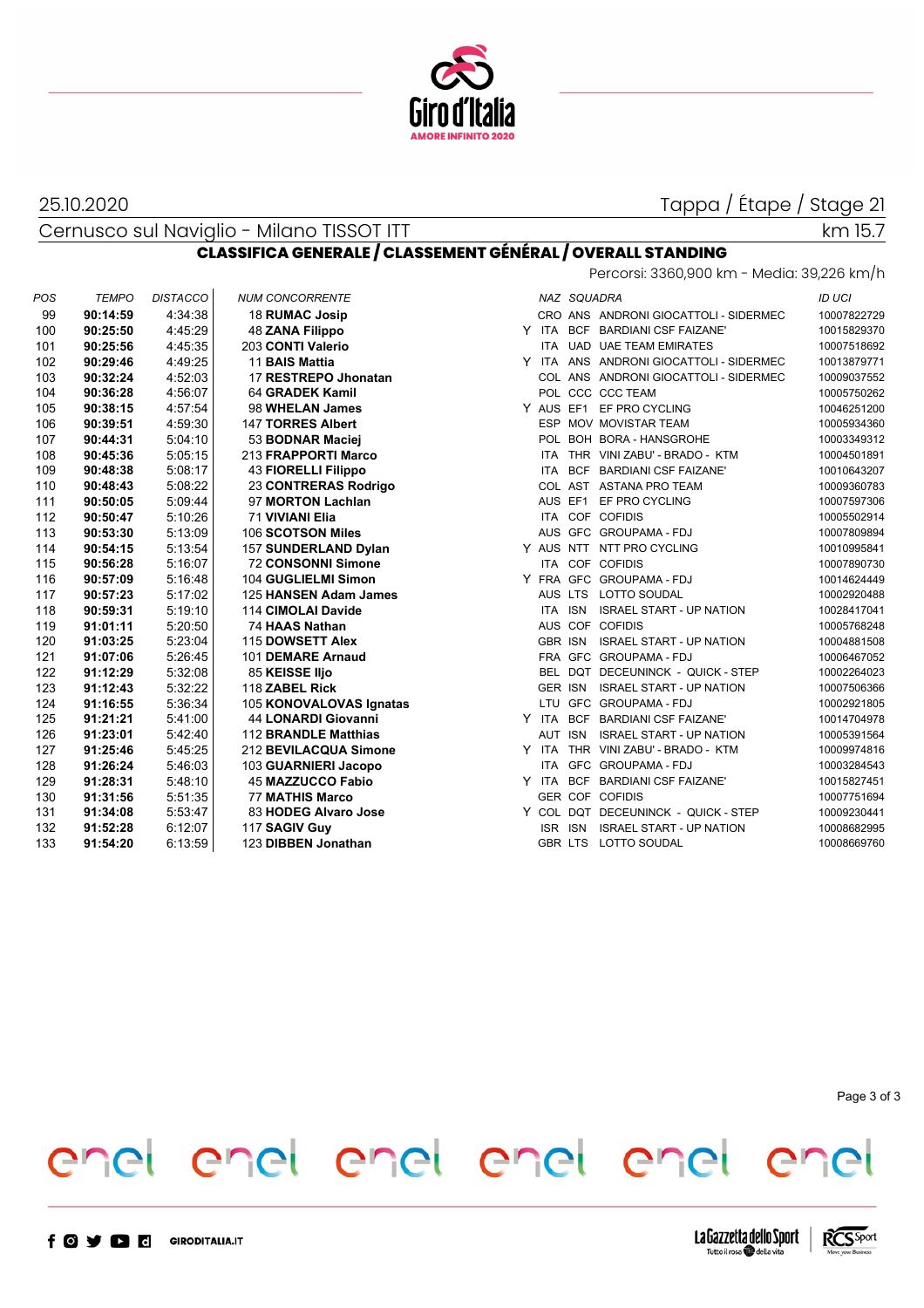25.10.2020

Tappa / Étape / Stage 21

Cernusco sul Naviglio - Milano TISSOT ITT

km 15.7

## CLASSIFICA GENERALE / CLASSEMENT GÉNÉRAL / OVERALL STANDING

Percorsi: 3360,900 km - Media: 39,226 km/h

| POS | TEMPO | DISTACCO | NUM CONCORRENTE | | NAZ | SQUADRA | | ID UCI |
|---|---|---|---|---|---|---|---|---|
| 99 | **90:14:59** | 4:34:38 | 18 **RUMAC Josip** | | CRO | ANS | ANDRONI GIOCATTOLI - SIDERMEC | 10007822729 |
| 100 | **90:25:50** | 4:45:29 | 48 **ZANA Filippo** | Y | ITA | BCF | BARDIANI CSF FAIZANE' | 10015829370 |
| 101 | **90:25:56** | 4:45:35 | 203 **CONTI Valerio** | | ITA | UAD | UAE TEAM EMIRATES | 10007518692 |
| 102 | **90:29:46** | 4:49:25 | 11 **BAIS Mattia** | Y | ITA | ANS | ANDRONI GIOCATTOLI - SIDERMEC | 10013879771 |
| 103 | **90:32:24** | 4:52:03 | 17 **RESTREPO Jhonatan** | | COL | ANS | ANDRONI GIOCATTOLI - SIDERMEC | 10009037552 |
| 104 | **90:36:28** | 4:56:07 | 64 **GRADEK Kamil** | | POL | CCC | CCC TEAM | 10005750262 |
| 105 | **90:38:15** | 4:57:54 | 98 **WHELAN James** | Y | AUS | EF1 | EF PRO CYCLING | 10046251200 |
| 106 | **90:39:51** | 4:59:30 | 147 **TORRES Albert** | | ESP | MOV | MOVISTAR TEAM | 10005934360 |
| 107 | **90:44:31** | 5:04:10 | 53 **BODNAR Maciej** | | POL | BOH | BORA - HANSGROHE | 10003349312 |
| 108 | **90:45:36** | 5:05:15 | 213 **FRAPPORTI Marco** | | ITA | THR | VINI ZABU' - BRADO - KTM | 10004501891 |
| 109 | **90:48:38** | 5:08:17 | 43 **FIORELLI Filippo** | | ITA | BCF | BARDIANI CSF FAIZANE' | 10010643207 |
| 110 | **90:48:43** | 5:08:22 | 23 **CONTRERAS Rodrigo** | | COL | AST | ASTANA PRO TEAM | 10009360783 |
| 111 | **90:50:05** | 5:09:44 | 97 **MORTON Lachlan** | | AUS | EF1 | EF PRO CYCLING | 10007597306 |
| 112 | **90:50:47** | 5:10:26 | 71 **VIVIANI Elia** | | ITA | COF | COFIDIS | 10005502914 |
| 113 | **90:53:30** | 5:13:09 | 106 **SCOTSON Miles** | | AUS | GFC | GROUPAMA - FDJ | 10007809894 |
| 114 | **90:54:15** | 5:13:54 | 157 **SUNDERLAND Dylan** | Y | AUS | NTT | NTT PRO CYCLING | 10010995841 |
| 115 | **90:56:28** | 5:16:07 | 72 **CONSONNI Simone** | | ITA | COF | COFIDIS | 10007890730 |
| 116 | **90:57:09** | 5:16:48 | 104 **GUGLIELMI Simon** | Y | FRA | GFC | GROUPAMA - FDJ | 10014624449 |
| 117 | **90:57:23** | 5:17:02 | 125 **HANSEN Adam James** | | AUS | LTS | LOTTO SOUDAL | 10002920488 |
| 118 | **90:59:31** | 5:19:10 | 114 **CIMOLAI Davide** | | ITA | ISN | ISRAEL START - UP NATION | 10028417041 |
| 119 | **91:01:11** | 5:20:50 | 74 **HAAS Nathan** | | AUS | COF | COFIDIS | 10005768248 |
| 120 | **91:03:25** | 5:23:04 | 115 **DOWSETT Alex** | | GBR | ISN | ISRAEL START - UP NATION | 10004881508 |
| 121 | **91:07:06** | 5:26:45 | 101 **DEMARE Arnaud** | | FRA | GFC | GROUPAMA - FDJ | 10006467052 |
| 122 | **91:12:29** | 5:32:08 | 85 **KEISSE Iljo** | | BEL | DQT | DECEUNINCK - QUICK - STEP | 10002264023 |
| 123 | **91:12:43** | 5:32:22 | 118 **ZABEL Rick** | | GER | ISN | ISRAEL START - UP NATION | 10007506366 |
| 124 | **91:16:55** | 5:36:34 | 105 **KONOVALOVAS Ignatas** | | LTU | GFC | GROUPAMA - FDJ | 10002921805 |
| 125 | **91:21:21** | 5:41:00 | 44 **LONARDI Giovanni** | Y | ITA | BCF | BARDIANI CSF FAIZANE' | 10014704978 |
| 126 | **91:23:01** | 5:42:40 | 112 **BRANDLE Matthias** | | AUT | ISN | ISRAEL START - UP NATION | 10005391564 |
| 127 | **91:25:46** | 5:45:25 | 212 **BEVILACQUA Simone** | Y | ITA | THR | VINI ZABU' - BRADO - KTM | 10009974816 |
| 128 | **91:26:24** | 5:46:03 | 103 **GUARNIERI Jacopo** | | ITA | GFC | GROUPAMA - FDJ | 10003284543 |
| 129 | **91:28:31** | 5:48:10 | 45 **MAZZUCCO Fabio** | Y | ITA | BCF | BARDIANI CSF FAIZANE' | 10015827451 |
| 130 | **91:31:56** | 5:51:35 | 77 **MATHIS Marco** | | GER | COF | COFIDIS | 10007751694 |
| 131 | **91:34:08** | 5:53:47 | 83 **HODEG Alvaro Jose** | Y | COL | DQT | DECEUNINCK - QUICK - STEP | 10009230441 |
| 132 | **91:52:28** | 6:12:07 | 117 **SAGIV Guy** | | ISR | ISN | ISRAEL START - UP NATION | 10008682995 |
| 133 | **91:54:20** | 6:13:59 | 123 **DIBBEN Jonathan** | | GBR | LTS | LOTTO SOUDAL | 10008669760 |

GIRODITALIA.IT